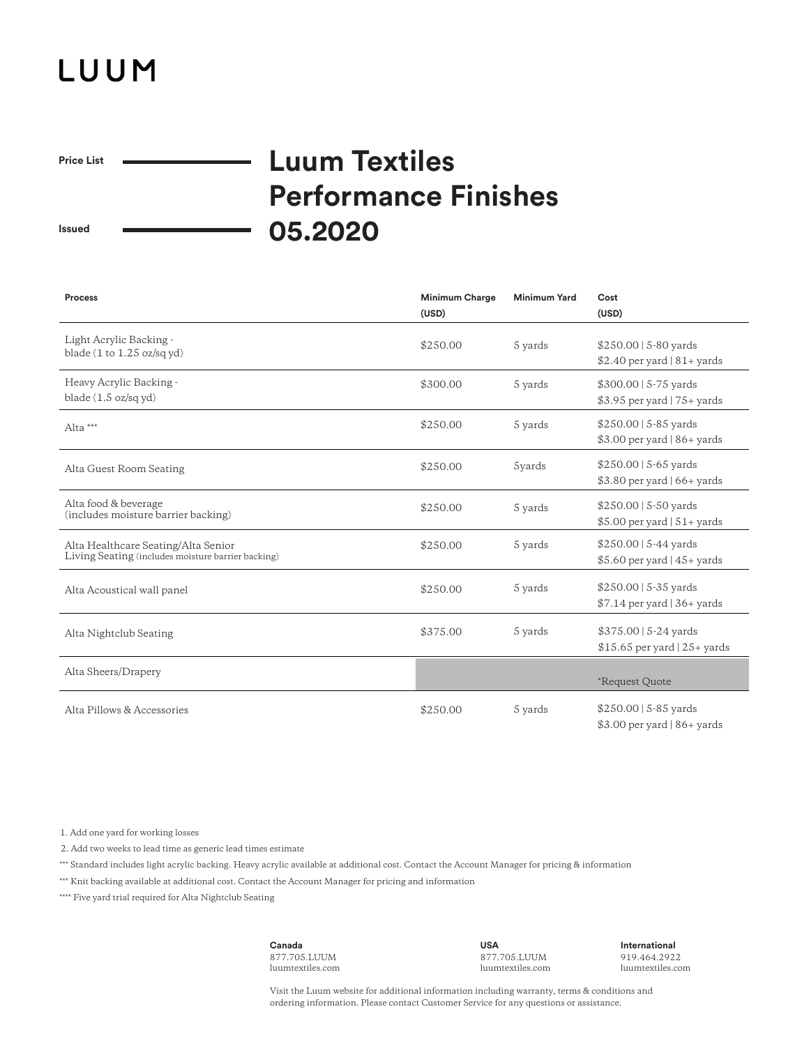LUUM

**Price List** — **Issued**

# Luum Textiles Performance Finishes 05.2020

| Process | Minimum Charge (USD) | Minimum Yard | Cost (USD) |
|---|---|---|---|
| Light Acrylic Backing - blade (1 to 1.25 oz/sq yd) | $250.00 | 5 yards | $250.00 \| 5-80 yards<br>$2.40 per yard \| 81+ yards |
| Heavy Acrylic Backing - blade (1.5 oz/sq yd) | $300.00 | 5 yards | $300.00 \| 5-75 yards<br>$3.95 per yard \| 75+ yards |
| Alta *** | $250.00 | 5 yards | $250.00 \| 5-85 yards<br>$3.00 per yard \| 86+ yards |
| Alta Guest Room Seating | $250.00 | 5yards | $250.00 \| 5-65 yards<br>$3.80 per yard \| 66+ yards |
| Alta food & beverage (includes moisture barrier backing) | $250.00 | 5 yards | $250.00 \| 5-50 yards<br>$5.00 per yard \| 51+ yards |
| Alta Healthcare Seating/Alta Senior Living Seating (includes moisture barrier backing) | $250.00 | 5 yards | $250.00 \| 5-44 yards<br>$5.60 per yard \| 45+ yards |
| Alta Acoustical wall panel | $250.00 | 5 yards | $250.00 \| 5-35 yards<br>$7.14 per yard \| 36+ yards |
| Alta Nightclub Seating | $375.00 | 5 yards | $375.00 \| 5-24 yards<br>$15.65 per yard \| 25+ yards |
| Alta Sheers/Drapery | | | *Request Quote |
| Alta Pillows & Accessories | $250.00 | 5 yards | $250.00 \| 5-85 yards<br>$3.00 per yard \| 86+ yards |

1. Add one yard for working losses
2. Add two weeks to lead time as generic lead times estimate

*** Standard includes light acrylic backing. Heavy acrylic available at additional cost. Contact the Account Manager for pricing & information

*** Knit backing available at additional cost. Contact the Account Manager for pricing and information

**** Five yard trial required for Alta Nightclub Seating

**Canada**
877.705.LUUM
luumtextiles.com

**USA**
877.705.LUUM
luumtextiles.com

**International**
919.464.2922
luumtextiles.com

Visit the Luum website for additional information including warranty, terms & conditions and ordering information. Please contact Customer Service for any questions or assistance.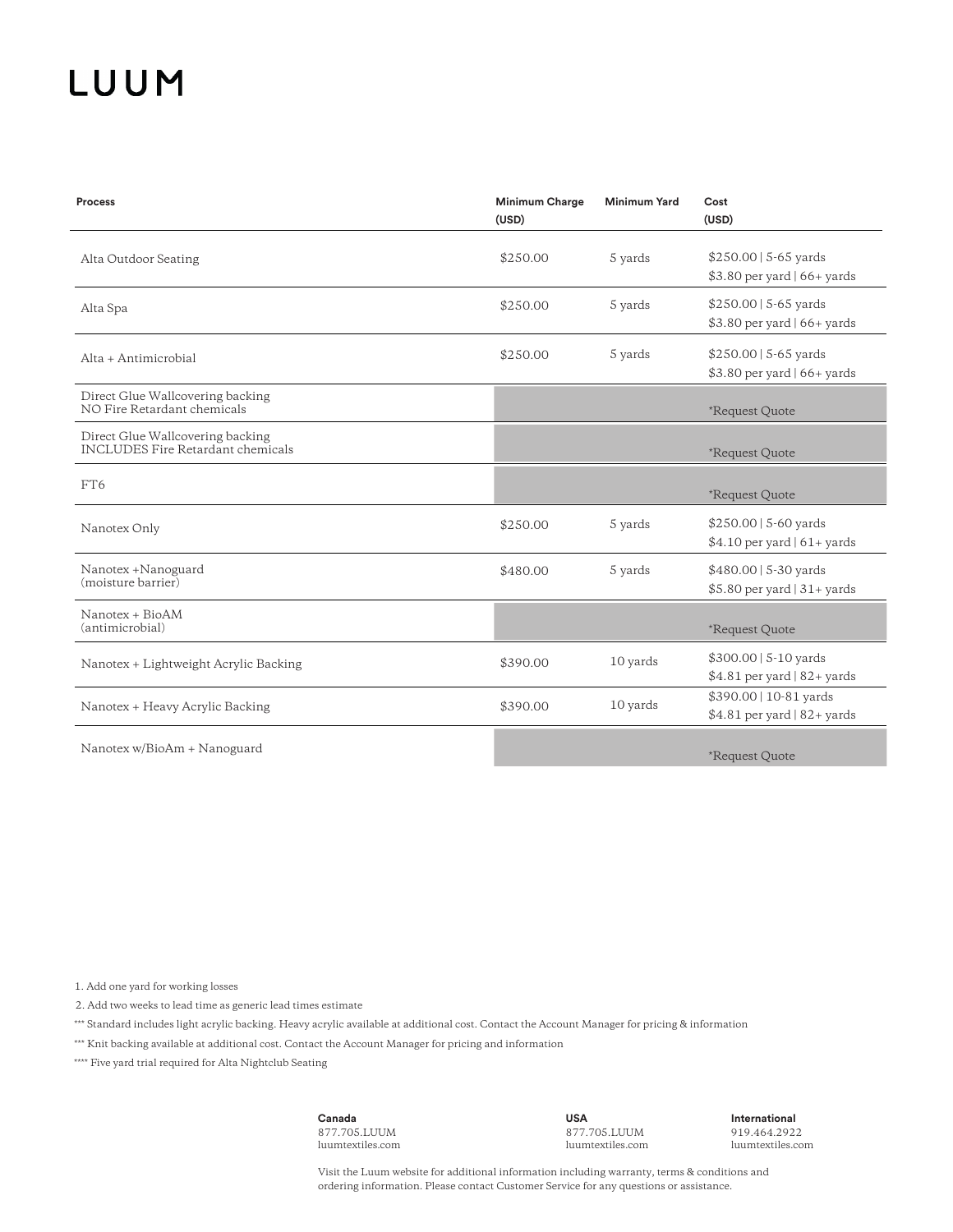# LUUM

| Process | Minimum Charge (USD) | Minimum Yard | Cost (USD) |
| --- | --- | --- | --- |
| Alta Outdoor Seating | $250.00 | 5 yards | $250.00 \| 5-65 yards<br>$3.80 per yard \| 66+ yards |
| Alta Spa | $250.00 | 5 yards | $250.00 \| 5-65 yards<br>$3.80 per yard \| 66+ yards |
| Alta + Antimicrobial | $250.00 | 5 yards | $250.00 \| 5-65 yards<br>$3.80 per yard \| 66+ yards |
| Direct Glue Wallcovering backing<br>NO Fire Retardant chemicals | | | *Request Quote |
| Direct Glue Wallcovering backing<br>INCLUDES Fire Retardant chemicals | | | *Request Quote |
| FT6 | | | *Request Quote |
| Nanotex Only | $250.00 | 5 yards | $250.00 \| 5-60 yards<br>$4.10 per yard \| 61+ yards |
| Nanotex +Nanoguard<br>(moisture barrier) | $480.00 | 5 yards | $480.00 \| 5-30 yards<br>$5.80 per yard \| 31+ yards |
| Nanotex + BioAM<br>(antimicrobial) | | | *Request Quote |
| Nanotex + Lightweight Acrylic Backing | $390.00 | 10 yards | $300.00 \| 5-10 yards<br>$4.81 per yard \| 82+ yards |
| Nanotex + Heavy Acrylic Backing | $390.00 | 10 yards | $390.00 \| 10-81 yards<br>$4.81 per yard \| 82+ yards |
| Nanotex w/BioAm + Nanoguard | | | *Request Quote |

1. Add one yard for working losses
2. Add two weeks to lead time as generic lead times estimate

*** Standard includes light acrylic backing. Heavy acrylic available at additional cost. Contact the Account Manager for pricing & information

*** Knit backing available at additional cost. Contact the Account Manager for pricing and information

**** Five yard trial required for Alta Nightclub Seating

**Canada**
877.705.LUUM
luumtextiles.com

**USA**
877.705.LUUM
luumtextiles.com

**International**
919.464.2922
luumtextiles.com

Visit the Luum website for additional information including warranty, terms & conditions and ordering information. Please contact Customer Service for any questions or assistance.